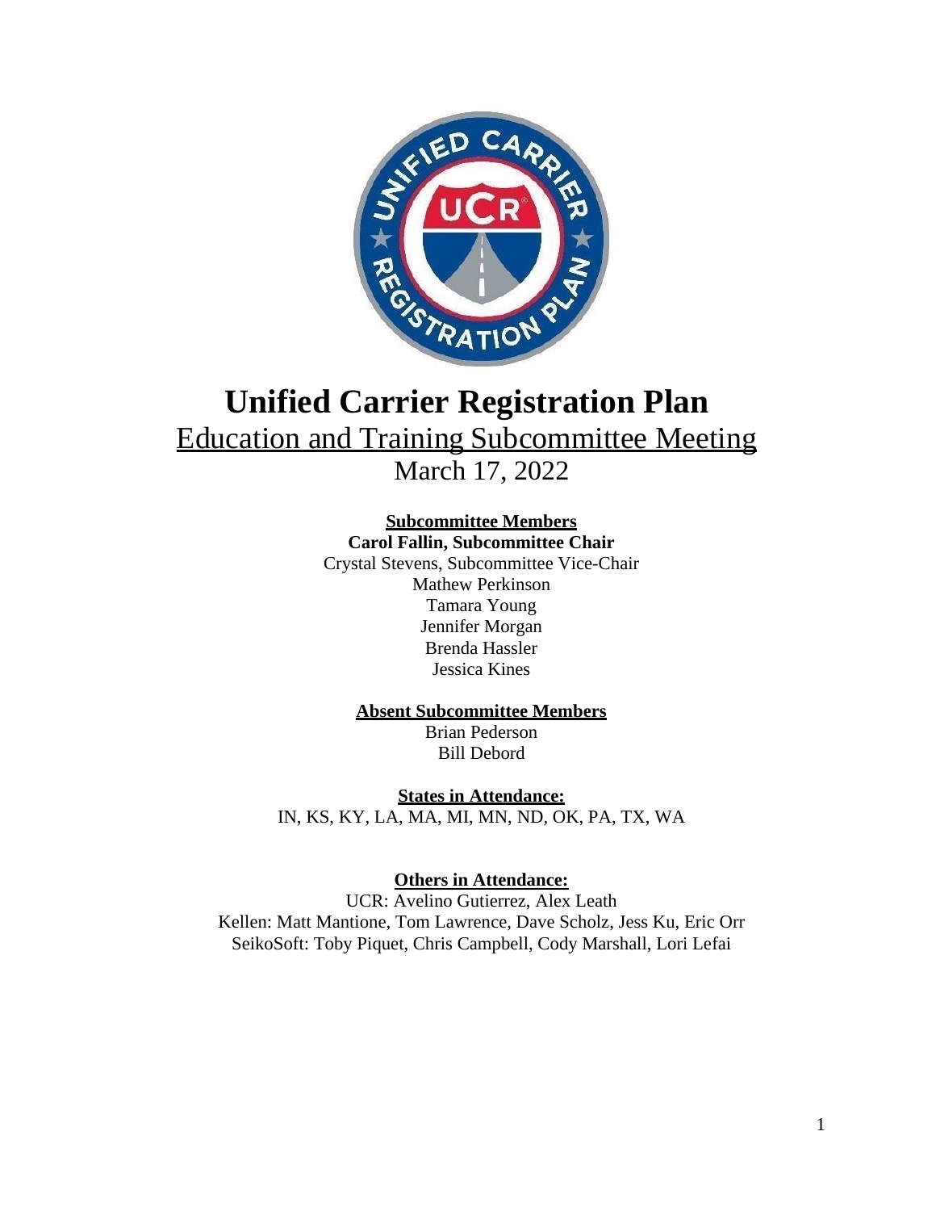# Unified Carrier Registration Plan

## Education and Training Subcommittee Meeting

March 17, 2022

**Subcommittee Members**

**Carol Fallin, Subcommittee Chair**

Crystal Stevens, Subcommittee Vice-Chair

Mathew Perkinson

Tamara Young

Jennifer Morgan

Brenda Hassler

Jessica Kines

**Absent Subcommittee Members**

Brian Pederson

Bill Debord

**States in Attendance:**

IN, KS, KY, LA, MA, MI, MN, ND, OK, PA, TX, WA

**Others in Attendance:**

UCR: Avelino Gutierrez, Alex Leath

Kellen: Matt Mantione, Tom Lawrence, Dave Scholz, Jess Ku, Eric Orr

SeikoSoft: Toby Piquet, Chris Campbell, Cody Marshall, Lori Lefai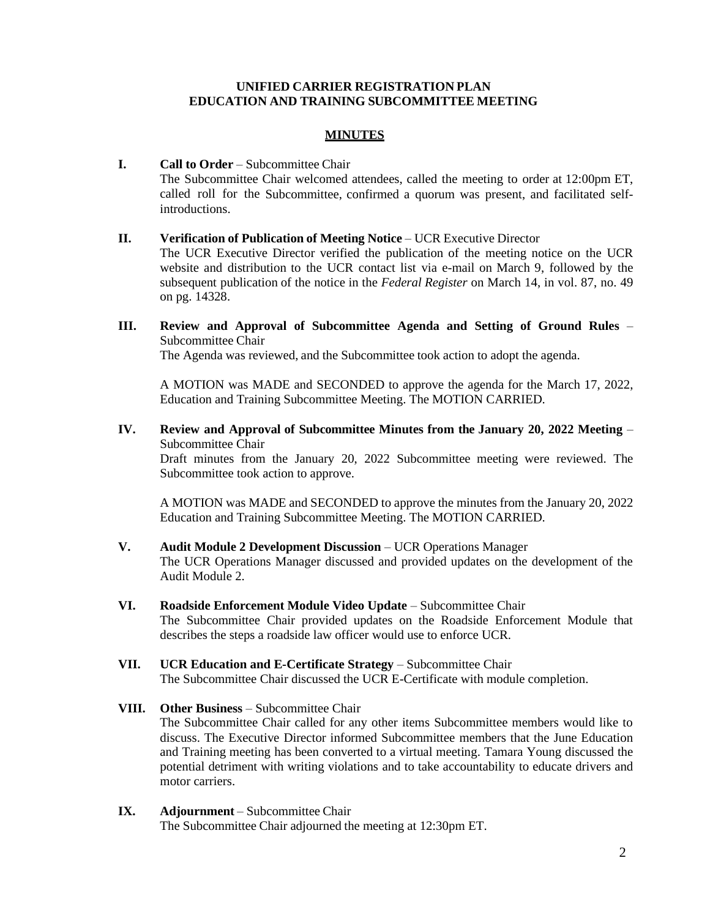**UNIFIED CARRIER REGISTRATION PLAN**
**EDUCATION AND TRAINING SUBCOMMITTEE MEETING**

**MINUTES**

**I. Call to Order** – Subcommittee Chair

The Subcommittee Chair welcomed attendees, called the meeting to order at 12:00pm ET, called roll for the Subcommittee, confirmed a quorum was present, and facilitated self-introductions.

**II. Verification of Publication of Meeting Notice** – UCR Executive Director

The UCR Executive Director verified the publication of the meeting notice on the UCR website and distribution to the UCR contact list via e-mail on March 9, followed by the subsequent publication of the notice in the *Federal Register* on March 14, in vol. 87, no. 49 on pg. 14328.

**III. Review and Approval of Subcommittee Agenda and Setting of Ground Rules** – Subcommittee Chair

The Agenda was reviewed, and the Subcommittee took action to adopt the agenda.

A MOTION was MADE and SECONDED to approve the agenda for the March 17, 2022, Education and Training Subcommittee Meeting. The MOTION CARRIED.

**IV. Review and Approval of Subcommittee Minutes from the January 20, 2022 Meeting** – Subcommittee Chair

Draft minutes from the January 20, 2022 Subcommittee meeting were reviewed. The Subcommittee took action to approve.

A MOTION was MADE and SECONDED to approve the minutes from the January 20, 2022 Education and Training Subcommittee Meeting. The MOTION CARRIED.

**V. Audit Module 2 Development Discussion** – UCR Operations Manager

The UCR Operations Manager discussed and provided updates on the development of the Audit Module 2.

**VI. Roadside Enforcement Module Video Update** – Subcommittee Chair

The Subcommittee Chair provided updates on the Roadside Enforcement Module that describes the steps a roadside law officer would use to enforce UCR.

**VII. UCR Education and E-Certificate Strategy** – Subcommittee Chair

The Subcommittee Chair discussed the UCR E-Certificate with module completion.

**VIII. Other Business** – Subcommittee Chair

The Subcommittee Chair called for any other items Subcommittee members would like to discuss. The Executive Director informed Subcommittee members that the June Education and Training meeting has been converted to a virtual meeting. Tamara Young discussed the potential detriment with writing violations and to take accountability to educate drivers and motor carriers.

**IX. Adjournment** – Subcommittee Chair

The Subcommittee Chair adjourned the meeting at 12:30pm ET.